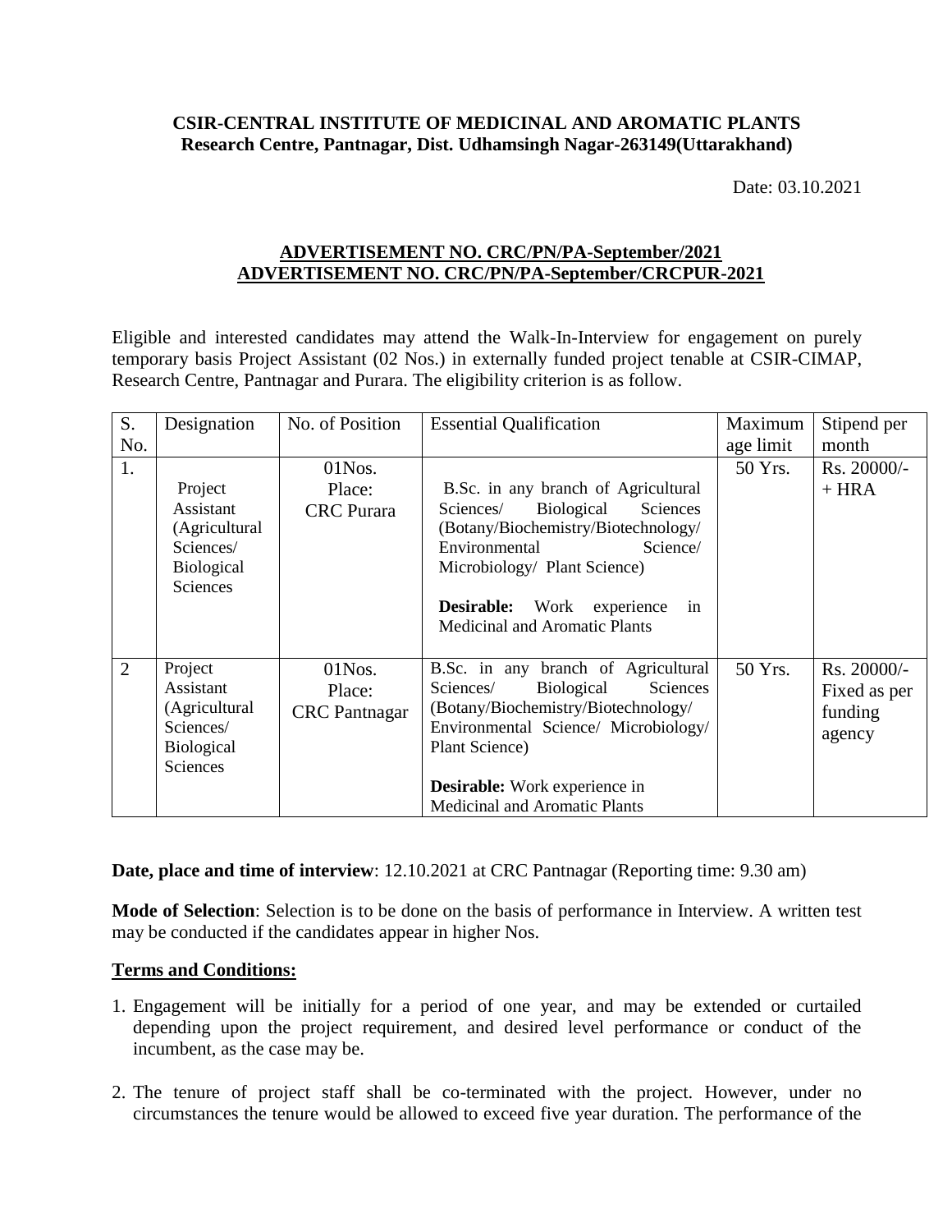**CSIR-CENTRAL INSTITUTE OF MEDICINAL AND AROMATIC PLANTS**
**Research Centre, Pantnagar, Dist. Udhamsingh Nagar-263149(Uttarakhand)**

Date: 03.10.2021

**ADVERTISEMENT NO. CRC/PN/PA-September/2021**
**ADVERTISEMENT NO. CRC/PN/PA-September/CRCPUR-2021**

Eligible and interested candidates may attend the Walk-In-Interview for engagement on purely temporary basis Project Assistant (02 Nos.) in externally funded project tenable at CSIR-CIMAP, Research Centre, Pantnagar and Purara. The eligibility criterion is as follow.

| S. No. | Designation | No. of Position | Essential Qualification | Maximum age limit | Stipend per month |
|---|---|---|---|---|---|
| 1. | Project Assistant (Agricultural Sciences/ Biological Sciences | 01Nos. Place: CRC Purara | B.Sc. in any branch of Agricultural Sciences/ Biological Sciences (Botany/Biochemistry/Biotechnology/ Environmental Science/ Microbiology/ Plant Science)<br><br>**Desirable:** Work experience in Medicinal and Aromatic Plants | 50 Yrs. | Rs. 20000/- + HRA |
| 2 | Project Assistant (Agricultural Sciences/ Biological Sciences | 01Nos. Place: CRC Pantnagar | B.Sc. in any branch of Agricultural Sciences/ Biological Sciences (Botany/Biochemistry/Biotechnology/ Environmental Science/ Microbiology/ Plant Science)<br><br>**Desirable:** Work experience in Medicinal and Aromatic Plants | 50 Yrs. | Rs. 20000/- Fixed as per funding agency |

**Date, place and time of interview**: 12.10.2021 at CRC Pantnagar (Reporting time: 9.30 am)

**Mode of Selection**: Selection is to be done on the basis of performance in Interview. A written test may be conducted if the candidates appear in higher Nos.

**Terms and Conditions:**

1. Engagement will be initially for a period of one year, and may be extended or curtailed depending upon the project requirement, and desired level performance or conduct of the incumbent, as the case may be.

2. The tenure of project staff shall be co-terminated with the project. However, under no circumstances the tenure would be allowed to exceed five year duration. The performance of the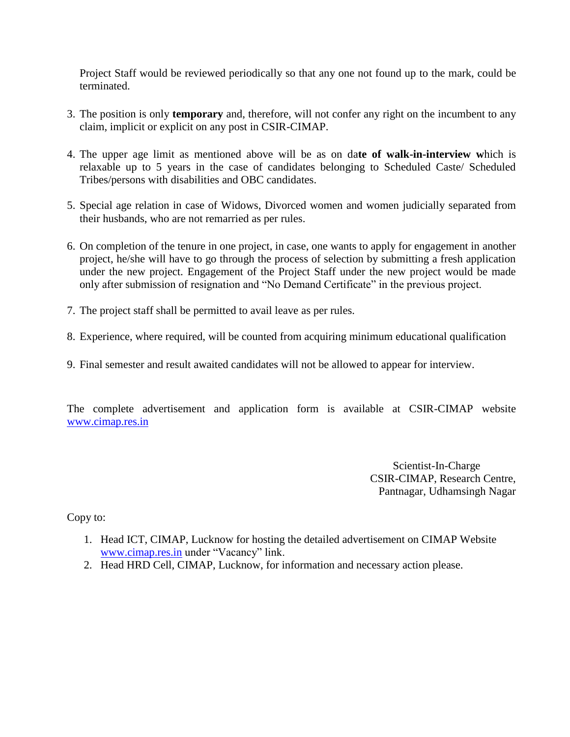Project Staff would be reviewed periodically so that any one not found up to the mark, could be terminated.

3. The position is only **temporary** and, therefore, will not confer any right on the incumbent to any claim, implicit or explicit on any post in CSIR-CIMAP.

4. The upper age limit as mentioned above will be as on da**te of walk-in-interview w**hich is relaxable up to 5 years in the case of candidates belonging to Scheduled Caste/ Scheduled Tribes/persons with disabilities and OBC candidates.

5. Special age relation in case of Widows, Divorced women and women judicially separated from their husbands, who are not remarried as per rules.

6. On completion of the tenure in one project, in case, one wants to apply for engagement in another project, he/she will have to go through the process of selection by submitting a fresh application under the new project. Engagement of the Project Staff under the new project would be made only after submission of resignation and "No Demand Certificate" in the previous project.

7. The project staff shall be permitted to avail leave as per rules.

8. Experience, where required, will be counted from acquiring minimum educational qualification

9. Final semester and result awaited candidates will not be allowed to appear for interview.

The complete advertisement and application form is available at CSIR-CIMAP website www.cimap.res.in

Scientist-In-Charge
CSIR-CIMAP, Research Centre,
Pantnagar, Udhamsingh Nagar

Copy to:

1. Head ICT, CIMAP, Lucknow for hosting the detailed advertisement on CIMAP Website www.cimap.res.in under "Vacancy" link.
2. Head HRD Cell, CIMAP, Lucknow, for information and necessary action please.